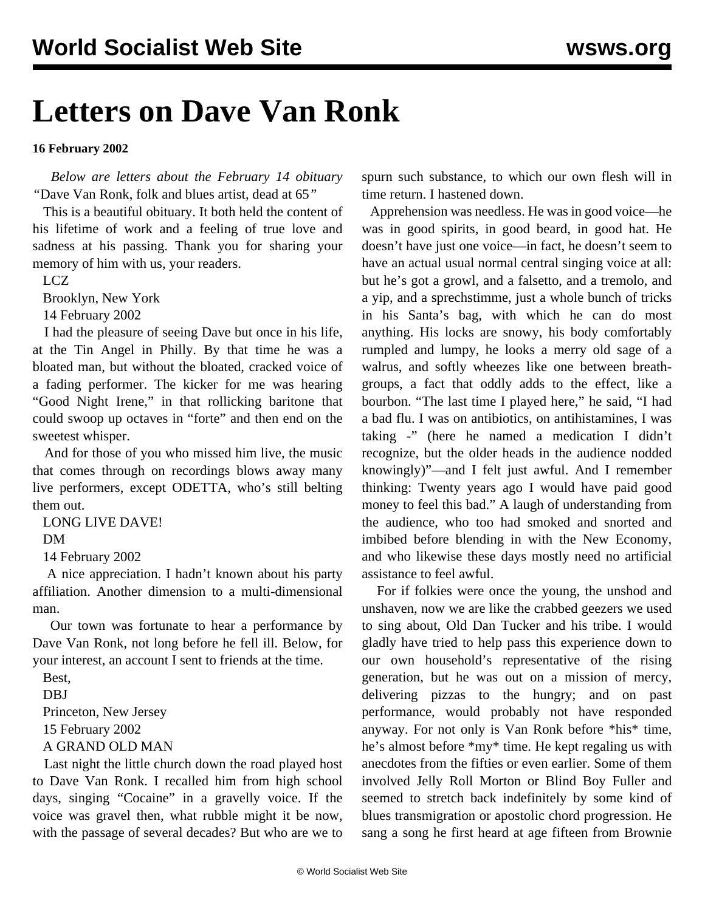# Letters on Dave Van Ronk

**16 February 2002**

*Below are letters about the February 14 obituary "Dave Van Ronk, folk and blues artist, dead at 65"*

This is a beautiful obituary. It both held the content of his lifetime of work and a feeling of true love and sadness at his passing. Thank you for sharing your memory of him with us, your readers.

LCZ

Brooklyn, New York

14 February 2002

I had the pleasure of seeing Dave but once in his life, at the Tin Angel in Philly. By that time he was a bloated man, but without the bloated, cracked voice of a fading performer. The kicker for me was hearing "Good Night Irene," in that rollicking baritone that could swoop up octaves in "forte" and then end on the sweetest whisper.

And for those of you who missed him live, the music that comes through on recordings blows away many live performers, except ODETTA, who's still belting them out.

LONG LIVE DAVE!

DM

14 February 2002

A nice appreciation. I hadn't known about his party affiliation. Another dimension to a multi-dimensional man.

Our town was fortunate to hear a performance by Dave Van Ronk, not long before he fell ill. Below, for your interest, an account I sent to friends at the time.

Best,

DBJ

Princeton, New Jersey

15 February 2002

A GRAND OLD MAN

Last night the little church down the road played host to Dave Van Ronk. I recalled him from high school days, singing "Cocaine" in a gravelly voice. If the voice was gravel then, what rubble might it be now, with the passage of several decades? But who are we to spurn such substance, to which our own flesh will in time return. I hastened down.

Apprehension was needless. He was in good voice—he was in good spirits, in good beard, in good hat. He doesn't have just one voice—in fact, he doesn't seem to have an actual usual normal central singing voice at all: but he's got a growl, and a falsetto, and a tremolo, and a yip, and a sprechstimme, just a whole bunch of tricks in his Santa's bag, with which he can do most anything. His locks are snowy, his body comfortably rumpled and lumpy, he looks a merry old sage of a walrus, and softly wheezes like one between breath-groups, a fact that oddly adds to the effect, like a bourbon. "The last time I played here," he said, "I had a bad flu. I was on antibiotics, on antihistamines, I was taking -" (here he named a medication I didn't recognize, but the older heads in the audience nodded knowingly)"—and I felt just awful. And I remember thinking: Twenty years ago I would have paid good money to feel this bad." A laugh of understanding from the audience, who too had smoked and snorted and imbibed before blending in with the New Economy, and who likewise these days mostly need no artificial assistance to feel awful.

For if folkies were once the young, the unshod and unshaven, now we are like the crabbed geezers we used to sing about, Old Dan Tucker and his tribe. I would gladly have tried to help pass this experience down to our own household's representative of the rising generation, but he was out on a mission of mercy, delivering pizzas to the hungry; and on past performance, would probably not have responded anyway. For not only is Van Ronk before *his* time, he's almost before *my* time. He kept regaling us with anecdotes from the fifties or even earlier. Some of them involved Jelly Roll Morton or Blind Boy Fuller and seemed to stretch back indefinitely by some kind of blues transmigration or apostolic chord progression. He sang a song he first heard at age fifteen from Brownie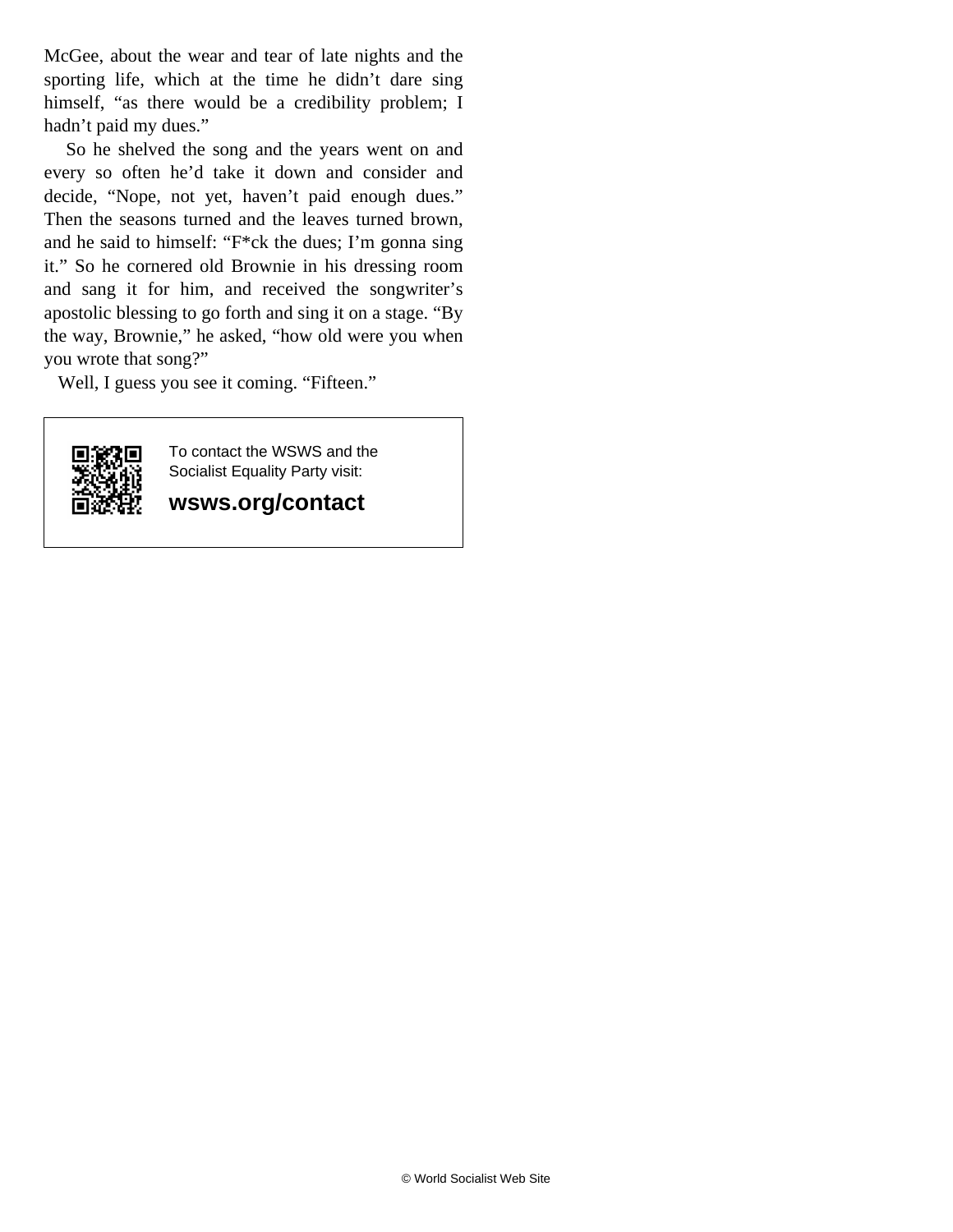McGee, about the wear and tear of late nights and the sporting life, which at the time he didn't dare sing himself, "as there would be a credibility problem; I hadn't paid my dues."

So he shelved the song and the years went on and every so often he'd take it down and consider and decide, "Nope, not yet, haven't paid enough dues." Then the seasons turned and the leaves turned brown, and he said to himself: "F*ck the dues; I'm gonna sing it." So he cornered old Brownie in his dressing room and sang it for him, and received the songwriter's apostolic blessing to go forth and sing it on a stage. "By the way, Brownie," he asked, "how old were you when you wrote that song?"

Well, I guess you see it coming. "Fifteen."

To contact the WSWS and the Socialist Equality Party visit:

**wsws.org/contact**